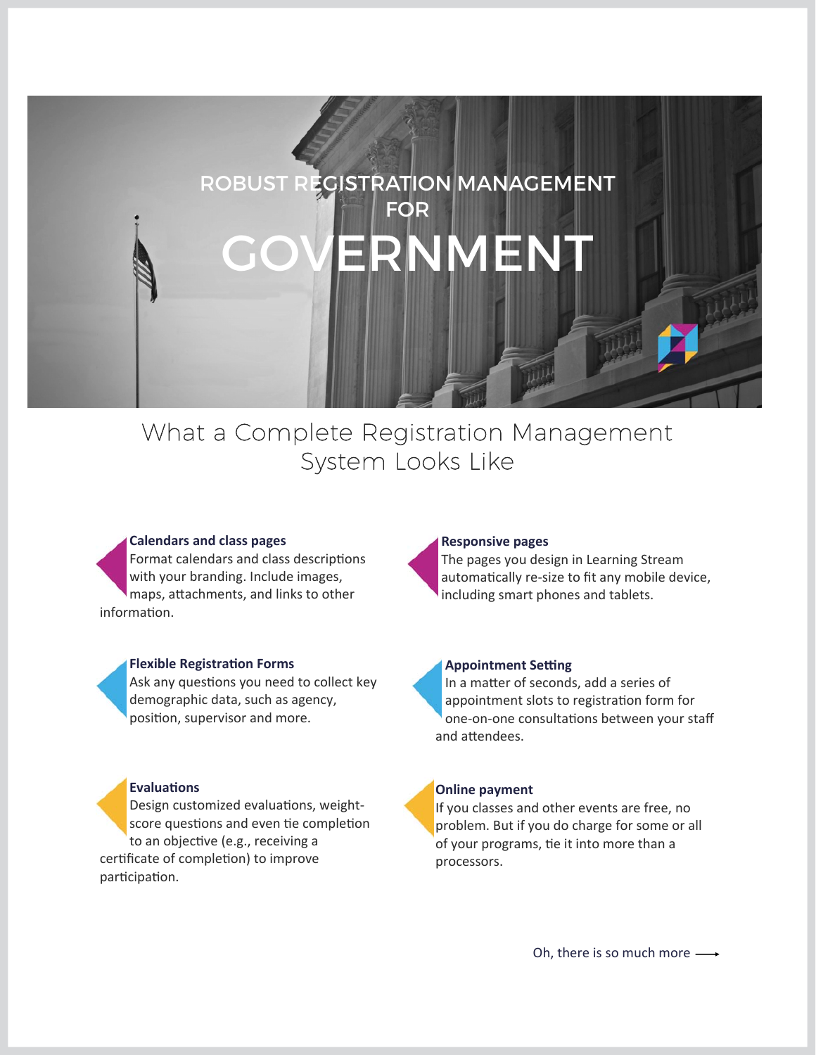# ROBUST REGISTRATION MANAGEMENT FOR GOVERNMENT

## What a Complete Registration Management System Looks Like

**Calendars and class pages**
Format calendars and class descriptions with your branding. Include images, maps, attachments, and links to other information.

**Responsive pages**
The pages you design in Learning Stream automatically re-size to fit any mobile device, including smart phones and tablets.

**Flexible Registration Forms**
Ask any questions you need to collect key demographic data, such as agency, position, supervisor and more.

**Appointment Setting**
In a matter of seconds, add a series of appointment slots to registration form for one-on-one consultations between your staff and attendees.

**Evaluations**
Design customized evaluations, weight-score questions and even tie completion to an objective (e.g., receiving a certificate of completion) to improve participation.

**Online payment**
If you classes and other events are free, no problem. But if you do charge for some or all of your programs, tie it into more than a processors.

Oh, there is so much more ⟶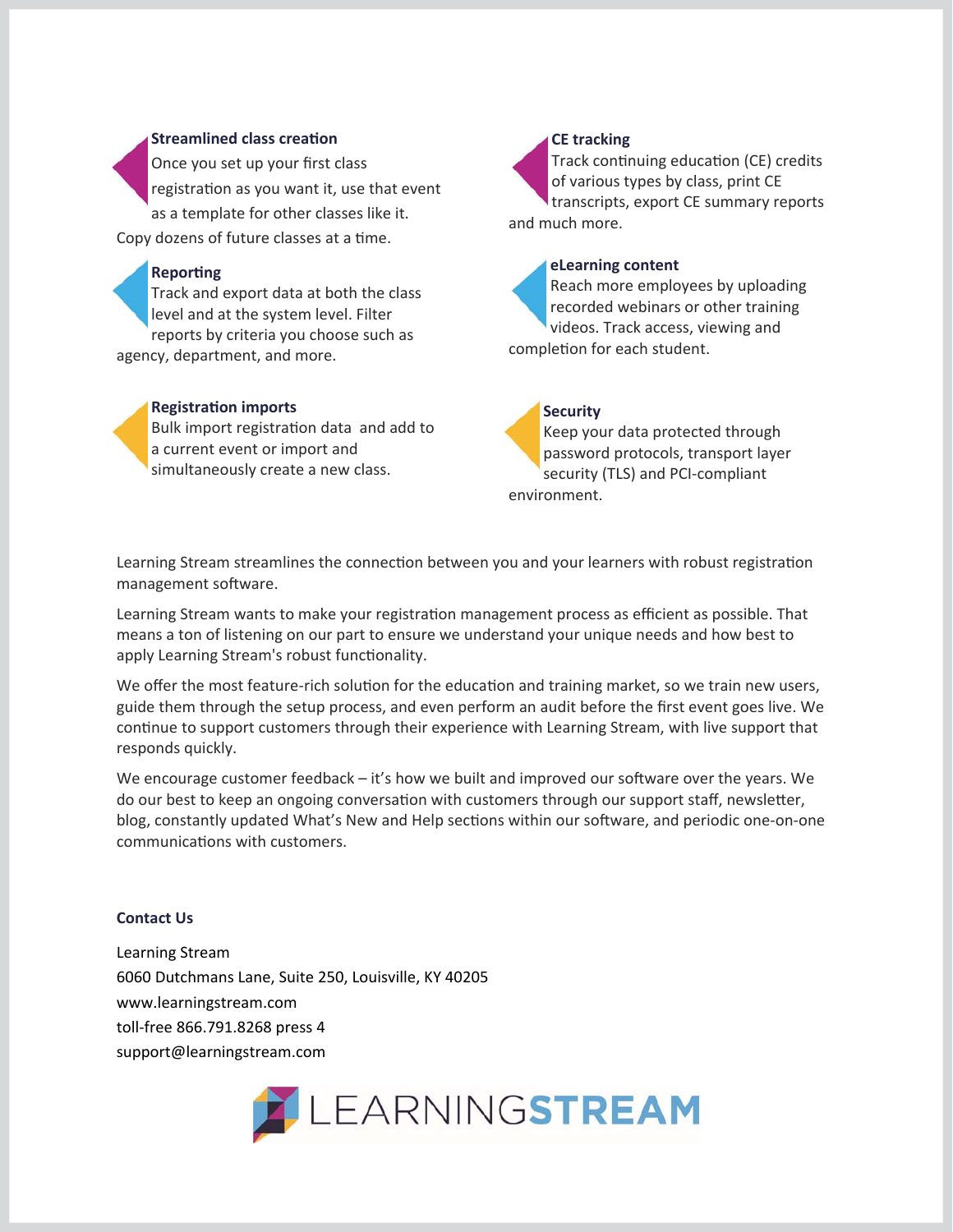### Streamlined class creation

Once you set up your first class registration as you want it, use that event as a template for other classes like it. Copy dozens of future classes at a time.

### Reporting

Track and export data at both the class level and at the system level. Filter reports by criteria you choose such as agency, department, and more.

### Registration imports

Bulk import registration data and add to a current event or import and simultaneously create a new class.

### CE tracking

Track continuing education (CE) credits of various types by class, print CE transcripts, export CE summary reports and much more.

### eLearning content

Reach more employees by uploading recorded webinars or other training videos. Track access, viewing and completion for each student.

### Security

Keep your data protected through password protocols, transport layer security (TLS) and PCI-compliant environment.

Learning Stream streamlines the connection between you and your learners with robust registration management software.

Learning Stream wants to make your registration management process as efficient as possible. That means a ton of listening on our part to ensure we understand your unique needs and how best to apply Learning Stream's robust functionality.

We offer the most feature-rich solution for the education and training market, so we train new users, guide them through the setup process, and even perform an audit before the first event goes live. We continue to support customers through their experience with Learning Stream, with live support that responds quickly.

We encourage customer feedback – it's how we built and improved our software over the years. We do our best to keep an ongoing conversation with customers through our support staff, newsletter, blog, constantly updated What's New and Help sections within our software, and periodic one-on-one communications with customers.

### Contact Us

Learning Stream
6060 Dutchmans Lane, Suite 250, Louisville, KY 40205
www.learningstream.com
toll-free 866.791.8268 press 4
support@learningstream.com

LEARNINGSTREAM